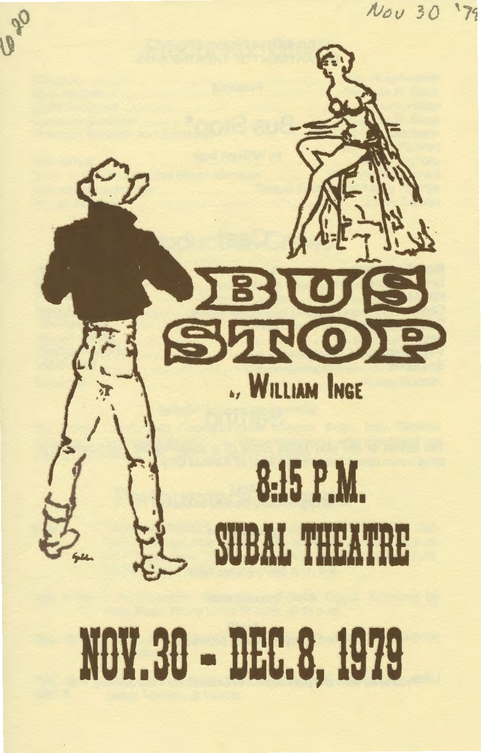Nov 30 '79

# BUS STOP

by WILLIAM INGE

## 8:15 P.M.

## SUBAL THEATRE

# NOV. 30 - DEC. 8, 1979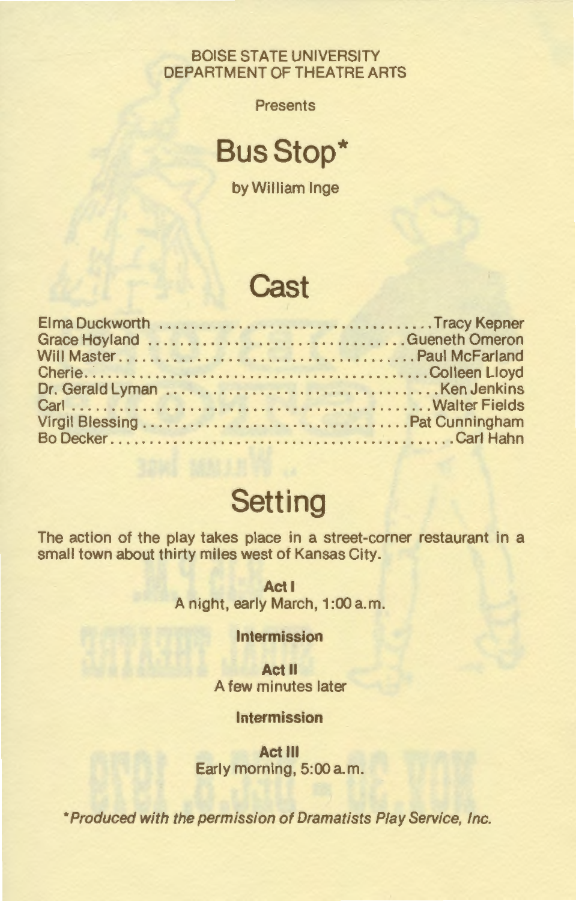BOISE STATE UNIVERSITY
DEPARTMENT OF THEATRE ARTS

Presents

# Bus Stop*

by William Inge

## Cast

| Character | Actor |
|---|---|
| Elma Duckworth | Tracy Kepner |
| Grace Hoyland | Gueneth Omeron |
| Will Master | Paul McFarland |
| Cherie | Colleen Lloyd |
| Dr. Gerald Lyman | Ken Jenkins |
| Carl | Walter Fields |
| Virgil Blessing | Pat Cunningham |
| Bo Decker | Carl Hahn |

## Setting

The action of the play takes place in a street-corner restaurant in a small town about thirty miles west of Kansas City.

**Act I**
A night, early March, 1:00 a.m.

**Intermission**

**Act II**
A few minutes later

**Intermission**

**Act III**
Early morning, 5:00 a.m.

*\*Produced with the permission of Dramatists Play Service, Inc.*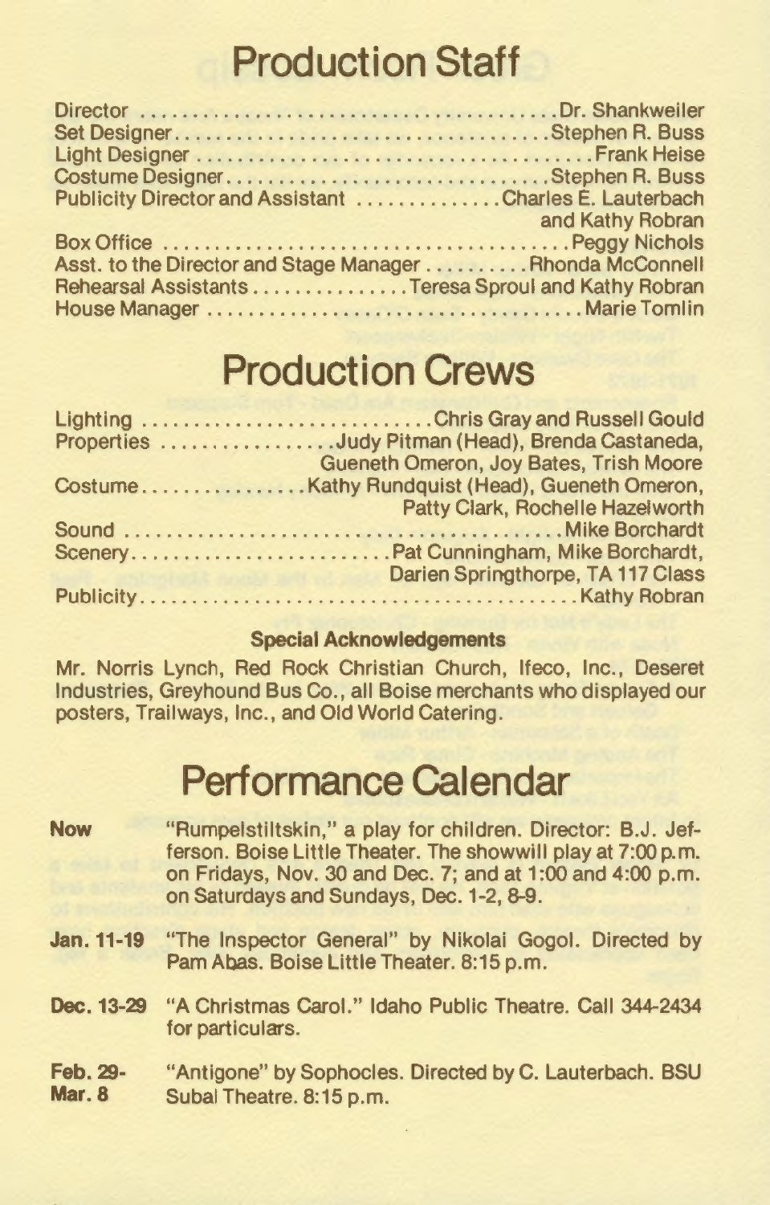# Production Staff

Director ........................................ Dr. Shankweiler
Set Designer ........................................ Stephen R. Buss
Light Designer ........................................ Frank Heise
Costume Designer ........................................ Stephen R. Buss
Publicity Director and Assistant .............. Charles E. Lauterbach and Kathy Robran
Box Office ........................................ Peggy Nichols
Asst. to the Director and Stage Manager .......... Rhonda McConnell
Rehearsal Assistants ............... Teresa Sproul and Kathy Robran
House Manager ........................................ Marie Tomlin

# Production Crews

Lighting ............................ Chris Gray and Russell Gould
Properties ................. Judy Pitman (Head), Brenda Castaneda, Gueneth Omeron, Joy Bates, Trish Moore
Costume ................. Kathy Rundquist (Head), Gueneth Omeron, Patty Clark, Rochelle Hazelworth
Sound ........................................ Mike Borchardt
Scenery ......................... Pat Cunningham, Mike Borchardt, Darien Springthorpe, TA 117 Class
Publicity ........................................ Kathy Robran

**Special Acknowledgements**

Mr. Norris Lynch, Red Rock Christian Church, Ifeco, Inc., Deseret Industries, Greyhound Bus Co., all Boise merchants who displayed our posters, Trailways, Inc., and Old World Catering.

# Performance Calendar

**Now** "Rumpelstiltskin," a play for children. Director: B.J. Jefferson. Boise Little Theater. The showwill play at 7:00 p.m. on Fridays, Nov. 30 and Dec. 7; and at 1:00 and 4:00 p.m. on Saturdays and Sundays, Dec. 1-2, 8-9.

**Jan. 11-19** "The Inspector General" by Nikolai Gogol. Directed by Pam Abas. Boise Little Theater. 8:15 p.m.

**Dec. 13-29** "A Christmas Carol." Idaho Public Theatre. Call 344-2434 for particulars.

**Feb. 29-Mar. 8** "Antigone" by Sophocles. Directed by C. Lauterbach. BSU Subal Theatre. 8:15 p.m.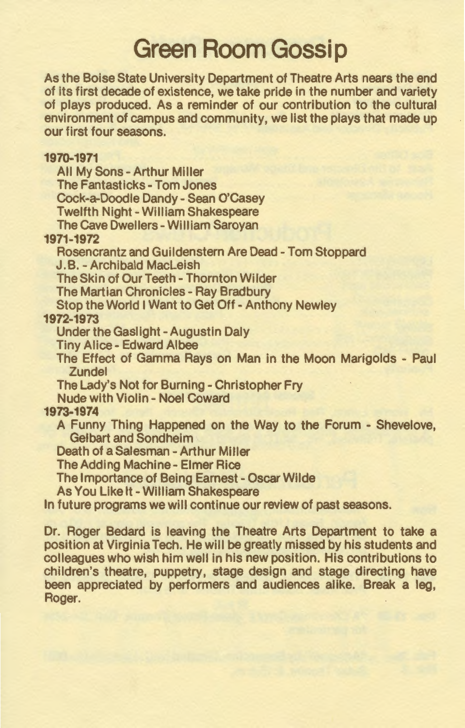# Green Room Gossip

As the Boise State University Department of Theatre Arts nears the end of its first decade of existence, we take pride in the number and variety of plays produced. As a reminder of our contribution to the cultural environment of campus and community, we list the plays that made up our first four seasons.

**1970-1971**

- All My Sons - Arthur Miller
- The Fantasticks - Tom Jones
- Cock-a-Doodle Dandy - Sean O'Casey
- Twelfth Night - William Shakespeare
- The Cave Dwellers - William Saroyan

**1971-1972**

- Rosencrantz and Guildenstern Are Dead - Tom Stoppard
- J.B. - Archibald MacLeish
- The Skin of Our Teeth - Thornton Wilder
- The Martian Chronicles - Ray Bradbury
- Stop the World I Want to Get Off - Anthony Newley

**1972-1973**

- Under the Gaslight - Augustin Daly
- Tiny Alice - Edward Albee
- The Effect of Gamma Rays on Man in the Moon Marigolds - Paul Zundel
- The Lady's Not for Burning - Christopher Fry
- Nude with Violin - Noel Coward

**1973-1974**

- A Funny Thing Happened on the Way to the Forum - Shevelove, Gelbart and Sondheim
- Death of a Salesman - Arthur Miller
- The Adding Machine - Elmer Rice
- The Importance of Being Earnest - Oscar Wilde
- As You Like It - William Shakespeare

In future programs we will continue our review of past seasons.

Dr. Roger Bedard is leaving the Theatre Arts Department to take a position at Virginia Tech. He will be greatly missed by his students and colleagues who wish him well in his new position. His contributions to children's theatre, puppetry, stage design and stage directing have been appreciated by performers and audiences alike. Break a leg, Roger.